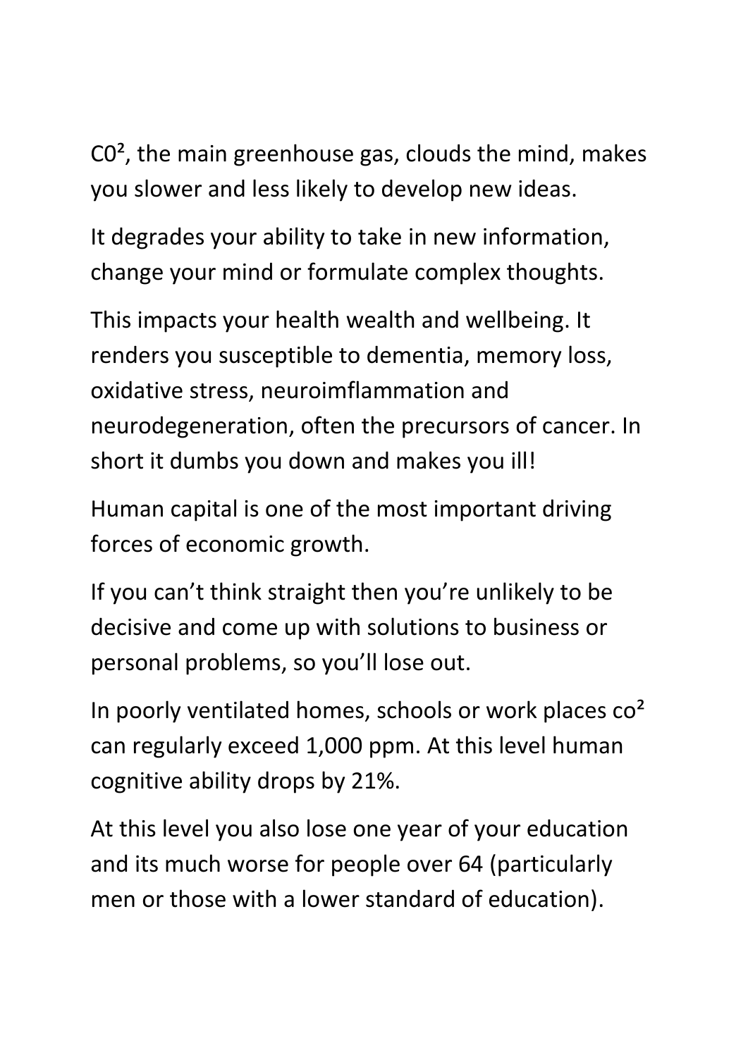$C0^{2}$, the main greenhouse gas, clouds the mind, makes you slower and less likely to develop new ideas.

It degrades your ability to take in new information, change your mind or formulate complex thoughts.

This impacts your health wealth and wellbeing. It renders you susceptible to dementia, memory loss, oxidative stress, neuroimflammation and neurodegeneration, often the precursors of cancer. In short it dumbs you down and makes you ill!

Human capital is one of the most important driving forces of economic growth.

If you can't think straight then you're unlikely to be decisive and come up with solutions to business or personal problems, so you'll lose out.

In poorly ventilated homes, schools or work places $co^{2}$ can regularly exceed 1,000 ppm. At this level human cognitive ability drops by 21%.

At this level you also lose one year of your education and its much worse for people over 64 (particularly men or those with a lower standard of education).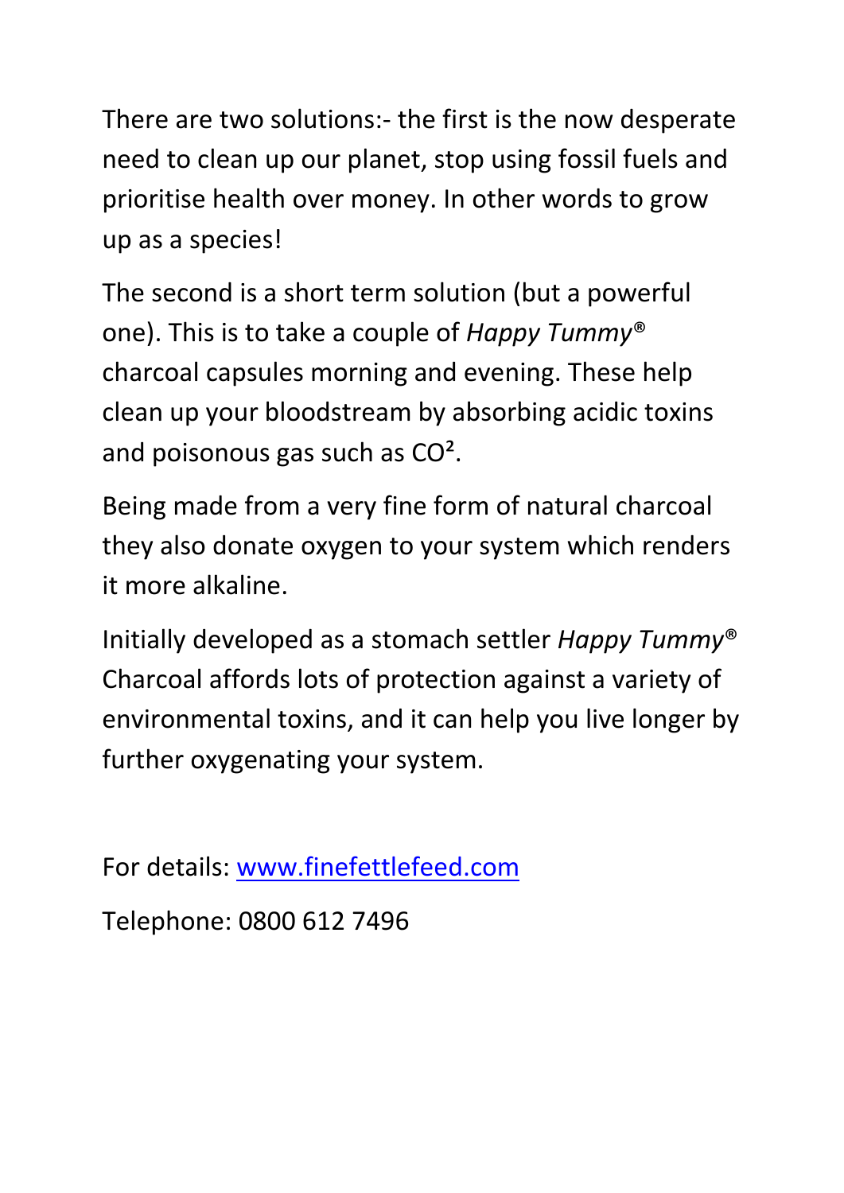There are two solutions:- the first is the now desperate need to clean up our planet, stop using fossil fuels and prioritise health over money. In other words to grow up as a species!

The second is a short term solution (but a powerful one). This is to take a couple of *Happy Tummy®* charcoal capsules morning and evening. These help clean up your bloodstream by absorbing acidic toxins and poisonous gas such as $CO^2$.

Being made from a very fine form of natural charcoal they also donate oxygen to your system which renders it more alkaline.

Initially developed as a stomach settler *Happy Tummy®* Charcoal affords lots of protection against a variety of environmental toxins, and it can help you live longer by further oxygenating your system.

For details: [www.finefettlefeed.com](http://www.finefettlefeed.com)

Telephone: 0800 612 7496